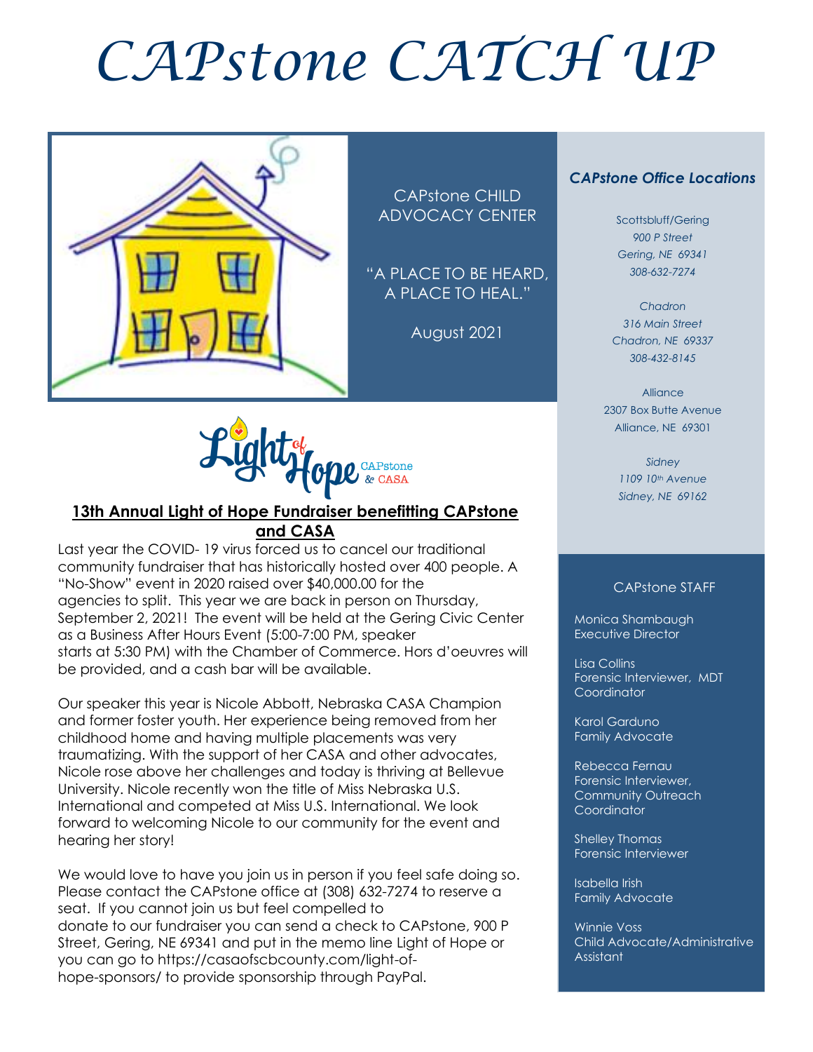# CAPstone CATCH UP

CAPstone CHILD ADVOCACY CENTER

"A PLACE TO BE HEARD, A PLACE TO HEAL."

August 2021

### CAPstone Office Locations

Scottsbluff/Gering
*900 P Street*
*Gering, NE 69341*
*308-632-7274*

*Chadron*
*316 Main Street*
*Chadron, NE 69337*
*308-432-8145*

Alliance
2307 Box Butte Avenue
Alliance, NE 69301

*Sidney*
*1109 10th Avenue*
*Sidney, NE 69162*

## **13th Annual Light of Hope Fundraiser benefitting CAPstone and CASA**

Last year the COVID- 19 virus forced us to cancel our traditional community fundraiser that has historically hosted over 400 people. A "No-Show" event in 2020 raised over $40,000.00 for the agencies to split. This year we are back in person on Thursday, September 2, 2021! The event will be held at the Gering Civic Center as a Business After Hours Event (5:00-7:00 PM, speaker starts at 5:30 PM) with the Chamber of Commerce. Hors d'oeuvres will be provided, and a cash bar will be available.

Our speaker this year is Nicole Abbott, Nebraska CASA Champion and former foster youth. Her experience being removed from her childhood home and having multiple placements was very traumatizing. With the support of her CASA and other advocates, Nicole rose above her challenges and today is thriving at Bellevue University. Nicole recently won the title of Miss Nebraska U.S. International and competed at Miss U.S. International. We look forward to welcoming Nicole to our community for the event and hearing her story!

We would love to have you join us in person if you feel safe doing so. Please contact the CAPstone office at (308) 632-7274 to reserve a seat. If you cannot join us but feel compelled to donate to our fundraiser you can send a check to CAPstone, 900 P Street, Gering, NE 69341 and put in the memo line Light of Hope or you can go to https://casaofscbcounty.com/light-of-hope-sponsors/ to provide sponsorship through PayPal.

### CAPstone STAFF

Monica Shambaugh
Executive Director

Lisa Collins
Forensic Interviewer, MDT Coordinator

Karol Garduno
Family Advocate

Rebecca Fernau
Forensic Interviewer, Community Outreach Coordinator

Shelley Thomas
Forensic Interviewer

Isabella Irish
Family Advocate

Winnie Voss
Child Advocate/Administrative Assistant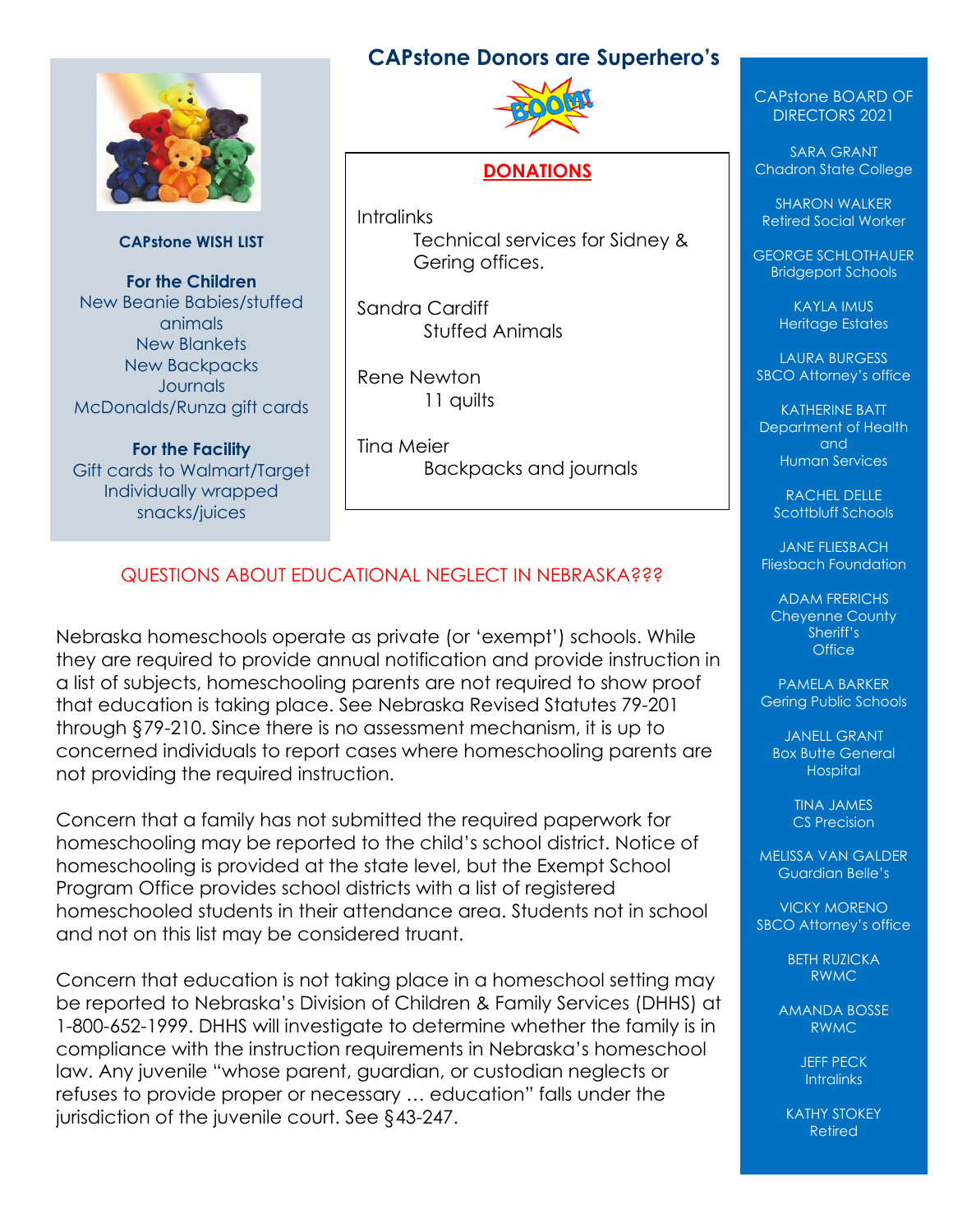## CAPstone WISH LIST

**For the Children**
New Beanie Babies/stuffed animals
New Blankets
New Backpacks
Journals
McDonalds/Runza gift cards

**For the Facility**
Gift cards to Walmart/Target
Individually wrapped snacks/juices

## CAPstone Donors are Superhero's

### DONATIONS

Intralinks
Technical services for Sidney & Gering offices.

Sandra Cardiff
Stuffed Animals

Rene Newton
11 quilts

Tina Meier
Backpacks and journals

## QUESTIONS ABOUT EDUCATIONAL NEGLECT IN NEBRASKA???

Nebraska homeschools operate as private (or 'exempt') schools. While they are required to provide annual notification and provide instruction in a list of subjects, homeschooling parents are not required to show proof that education is taking place. See Nebraska Revised Statutes 79-201 through §79-210. Since there is no assessment mechanism, it is up to concerned individuals to report cases where homeschooling parents are not providing the required instruction.

Concern that a family has not submitted the required paperwork for homeschooling may be reported to the child's school district. Notice of homeschooling is provided at the state level, but the Exempt School Program Office provides school districts with a list of registered homeschooled students in their attendance area. Students not in school and not on this list may be considered truant.

Concern that education is not taking place in a homeschool setting may be reported to Nebraska's Division of Children & Family Services (DHHS) at 1-800-652-1999. DHHS will investigate to determine whether the family is in compliance with the instruction requirements in Nebraska's homeschool law. Any juvenile "whose parent, guardian, or custodian neglects or refuses to provide proper or necessary … education" falls under the jurisdiction of the juvenile court. See §43-247.

## CAPstone BOARD OF DIRECTORS 2021

SARA GRANT
Chadron State College

SHARON WALKER
Retired Social Worker

GEORGE SCHLOTHAUER
Bridgeport Schools

KAYLA IMUS
Heritage Estates

LAURA BURGESS
SBCO Attorney's office

KATHERINE BATT
Department of Health and Human Services

RACHEL DELLE
Scottbluff Schools

JANE FLIESBACH
Fliesbach Foundation

ADAM FRERICHS
Cheyenne County Sheriff's Office

PAMELA BARKER
Gering Public Schools

JANELL GRANT
Box Butte General Hospital

TINA JAMES
CS Precision

MELISSA VAN GALDER
Guardian Belle's

VICKY MORENO
SBCO Attorney's office

BETH RUZICKA
RWMC

AMANDA BOSSE
RWMC

JEFF PECK
Intralinks

KATHY STOKEY
Retired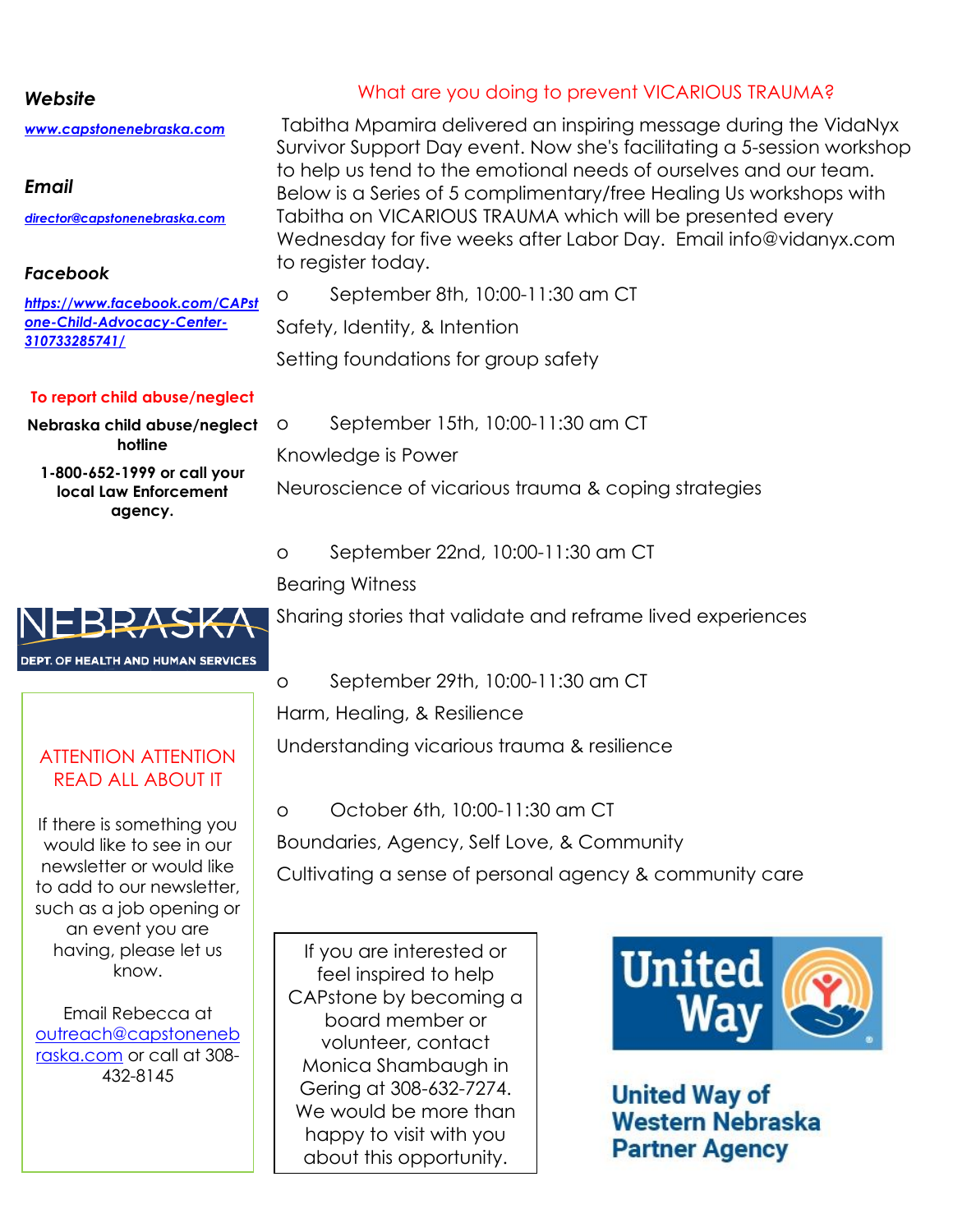***Website***

[*www.capstonenebraska.com*](http://www.capstonenebraska.com)

***Email***

[*director@capstonenebraska.com*](mailto:director@capstonenebraska.com)

***Facebook***

[*https://www.facebook.com/CAPstone-Child-Advocacy-Center-310733285741/*](https://www.facebook.com/CAPstone-Child-Advocacy-Center-310733285741/)

**To report child abuse/neglect**

**Nebraska child abuse/neglect hotline**

**1-800-652-1999 or call your local Law Enforcement agency.**

NEBRASKA
DEPT. OF HEALTH AND HUMAN SERVICES

ATTENTION ATTENTION
READ ALL ABOUT IT

If there is something you would like to see in our newsletter or would like to add to our newsletter, such as a job opening or an event you are having, please let us know.

Email Rebecca at [outreach@capstonenebraska.com](mailto:outreach@capstonenebraska.com) or call at 308-432-8145

## What are you doing to prevent VICARIOUS TRAUMA?

Tabitha Mpamira delivered an inspiring message during the VidaNyx Survivor Support Day event. Now she's facilitating a 5-session workshop to help us tend to the emotional needs of ourselves and our team. Below is a Series of 5 complimentary/free Healing Us workshops with Tabitha on VICARIOUS TRAUMA which will be presented every Wednesday for five weeks after Labor Day. Email info@vidanyx.com to register today.

- September 8th, 10:00-11:30 am CT

  Safety, Identity, & Intention

  Setting foundations for group safety

- September 15th, 10:00-11:30 am CT

  Knowledge is Power

  Neuroscience of vicarious trauma & coping strategies

- September 22nd, 10:00-11:30 am CT

  Bearing Witness

  Sharing stories that validate and reframe lived experiences

- September 29th, 10:00-11:30 am CT

  Harm, Healing, & Resilience

  Understanding vicarious trauma & resilience

- October 6th, 10:00-11:30 am CT

  Boundaries, Agency, Self Love, & Community

  Cultivating a sense of personal agency & community care

If you are interested or feel inspired to help CAPstone by becoming a board member or volunteer, contact Monica Shambaugh in Gering at 308-632-7274. We would be more than happy to visit with you about this opportunity.

United Way

**United Way of Western Nebraska Partner Agency**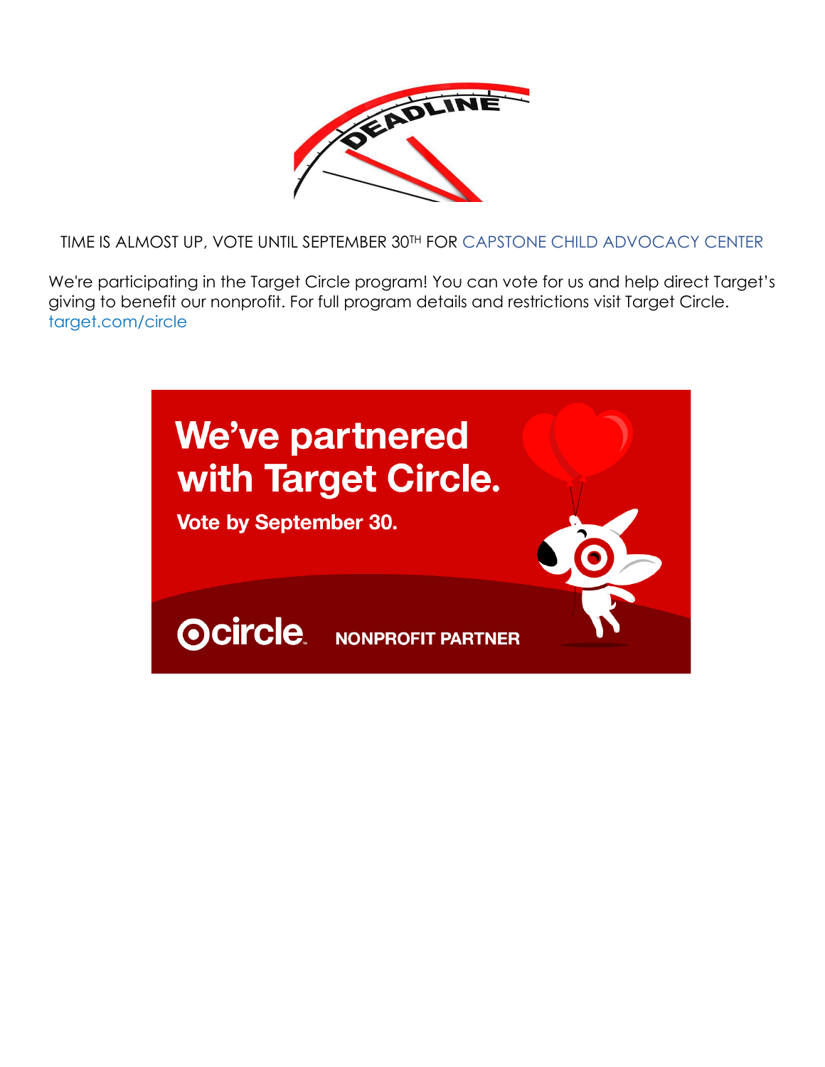TIME IS ALMOST UP, VOTE UNTIL SEPTEMBER 30TH FOR CAPSTONE CHILD ADVOCACY CENTER

We're participating in the Target Circle program! You can vote for us and help direct Target's giving to benefit our nonprofit. For full program details and restrictions visit Target Circle. target.com/circle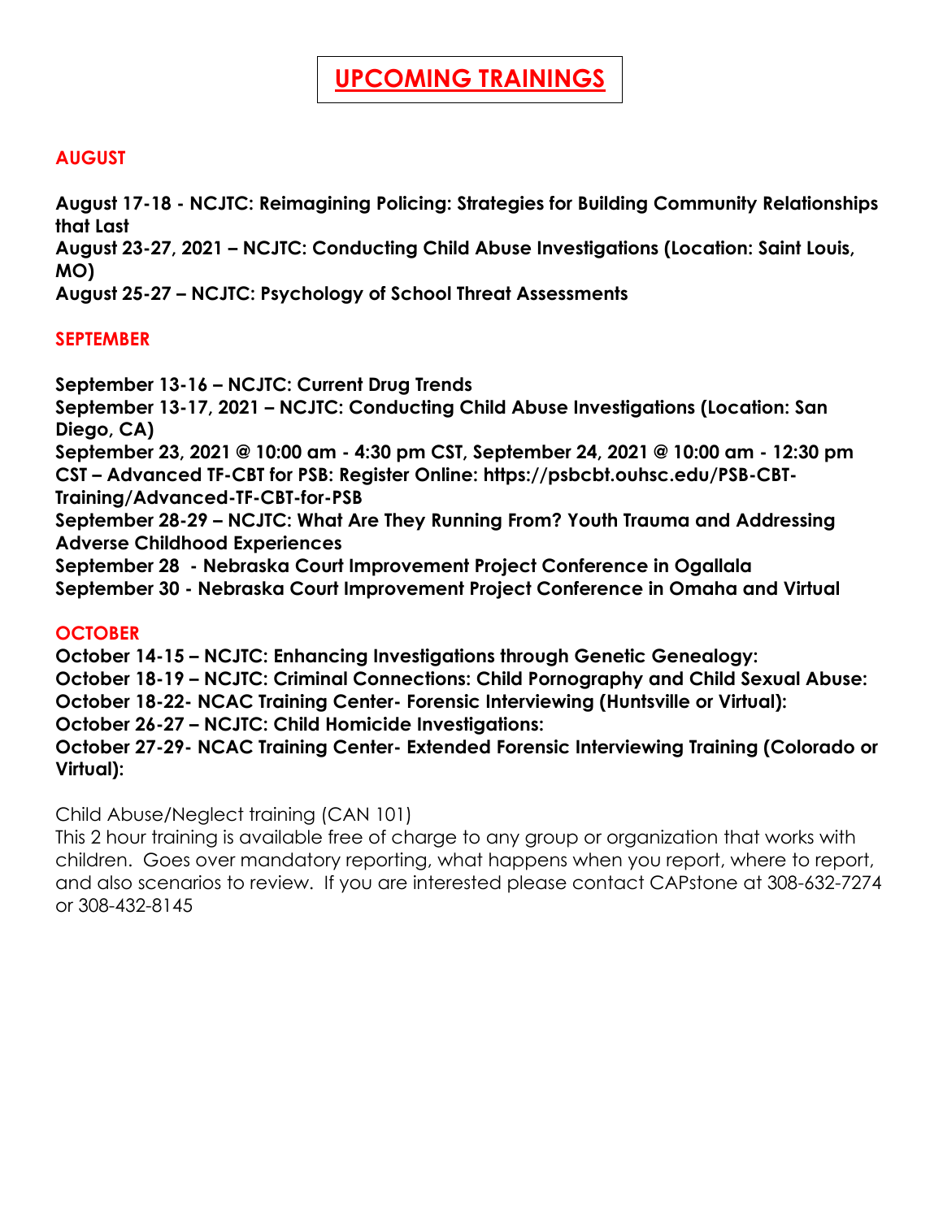# UPCOMING TRAININGS

## AUGUST

**August 17-18 - NCJTC: Reimagining Policing: Strategies for Building Community Relationships that Last**
**August 23-27, 2021 – NCJTC: Conducting Child Abuse Investigations (Location: Saint Louis, MO)**
**August 25-27 – NCJTC: Psychology of School Threat Assessments**

## SEPTEMBER

**September 13-16 – NCJTC: Current Drug Trends**
**September 13-17, 2021 – NCJTC: Conducting Child Abuse Investigations (Location: San Diego, CA)**
**September 23, 2021 @ 10:00 am - 4:30 pm CST, September 24, 2021 @ 10:00 am - 12:30 pm CST – Advanced TF-CBT for PSB: Register Online: https://psbcbt.ouhsc.edu/PSB-CBT-Training/Advanced-TF-CBT-for-PSB**
**September 28-29 – NCJTC: What Are They Running From? Youth Trauma and Addressing Adverse Childhood Experiences**
**September 28 - Nebraska Court Improvement Project Conference in Ogallala**
**September 30 - Nebraska Court Improvement Project Conference in Omaha and Virtual**

## OCTOBER

**October 14-15 – NCJTC: Enhancing Investigations through Genetic Genealogy:**
**October 18-19 – NCJTC: Criminal Connections: Child Pornography and Child Sexual Abuse:**
**October 18-22- NCAC Training Center- Forensic Interviewing (Huntsville or Virtual):**
**October 26-27 – NCJTC: Child Homicide Investigations:**
**October 27-29- NCAC Training Center- Extended Forensic Interviewing Training (Colorado or Virtual):**

Child Abuse/Neglect training (CAN 101)
This 2 hour training is available free of charge to any group or organization that works with children. Goes over mandatory reporting, what happens when you report, where to report, and also scenarios to review. If you are interested please contact CAPstone at 308-632-7274 or 308-432-8145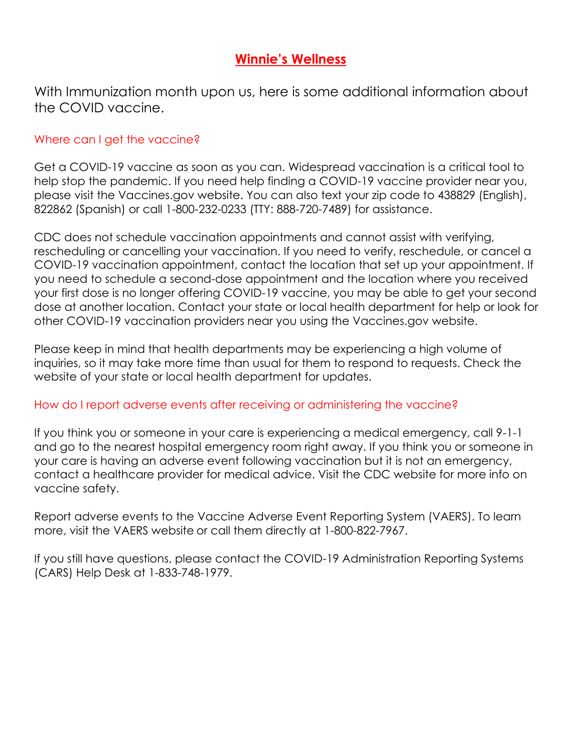# Winnie's Wellness

With Immunization month upon us, here is some additional information about the COVID vaccine.

### Where can I get the vaccine?

Get a COVID-19 vaccine as soon as you can. Widespread vaccination is a critical tool to help stop the pandemic. If you need help finding a COVID-19 vaccine provider near you, please visit the Vaccines.gov website. You can also text your zip code to 438829 (English), 822862 (Spanish) or call 1-800-232-0233 (TTY: 888-720-7489) for assistance.

CDC does not schedule vaccination appointments and cannot assist with verifying, rescheduling or cancelling your vaccination. If you need to verify, reschedule, or cancel a COVID-19 vaccination appointment, contact the location that set up your appointment. If you need to schedule a second-dose appointment and the location where you received your first dose is no longer offering COVID-19 vaccine, you may be able to get your second dose at another location. Contact your state or local health department for help or look for other COVID-19 vaccination providers near you using the Vaccines.gov website.

Please keep in mind that health departments may be experiencing a high volume of inquiries, so it may take more time than usual for them to respond to requests. Check the website of your state or local health department for updates.

### How do I report adverse events after receiving or administering the vaccine?

If you think you or someone in your care is experiencing a medical emergency, call 9-1-1 and go to the nearest hospital emergency room right away. If you think you or someone in your care is having an adverse event following vaccination but it is not an emergency, contact a healthcare provider for medical advice. Visit the CDC website for more info on vaccine safety.

Report adverse events to the Vaccine Adverse Event Reporting System (VAERS). To learn more, visit the VAERS website or call them directly at 1-800-822-7967.

If you still have questions, please contact the COVID-19 Administration Reporting Systems (CARS) Help Desk at 1-833-748-1979.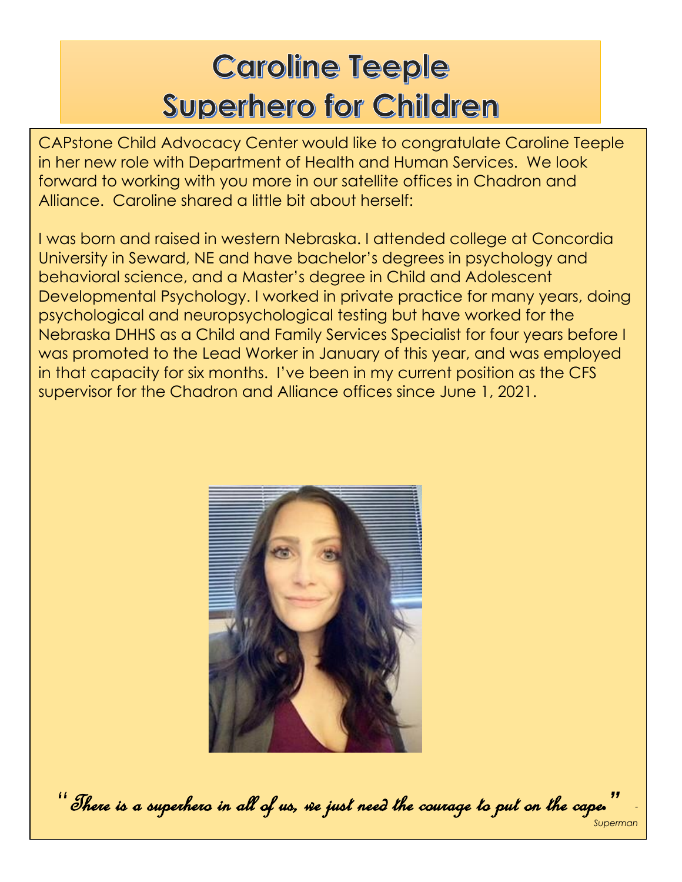# Caroline Teeple
# Superhero for Children

CAPstone Child Advocacy Center would like to congratulate Caroline Teeple in her new role with Department of Health and Human Services. We look forward to working with you more in our satellite offices in Chadron and Alliance. Caroline shared a little bit about herself:

I was born and raised in western Nebraska. I attended college at Concordia University in Seward, NE and have bachelor's degrees in psychology and behavioral science, and a Master's degree in Child and Adolescent Developmental Psychology. I worked in private practice for many years, doing psychological and neuropsychological testing but have worked for the Nebraska DHHS as a Child and Family Services Specialist for four years before I was promoted to the Lead Worker in January of this year, and was employed in that capacity for six months. I've been in my current position as the CFS supervisor for the Chadron and Alliance offices since June 1, 2021.

*"There is a superhero in all of us, we just need the courage to put on the cape."* - *Superman*